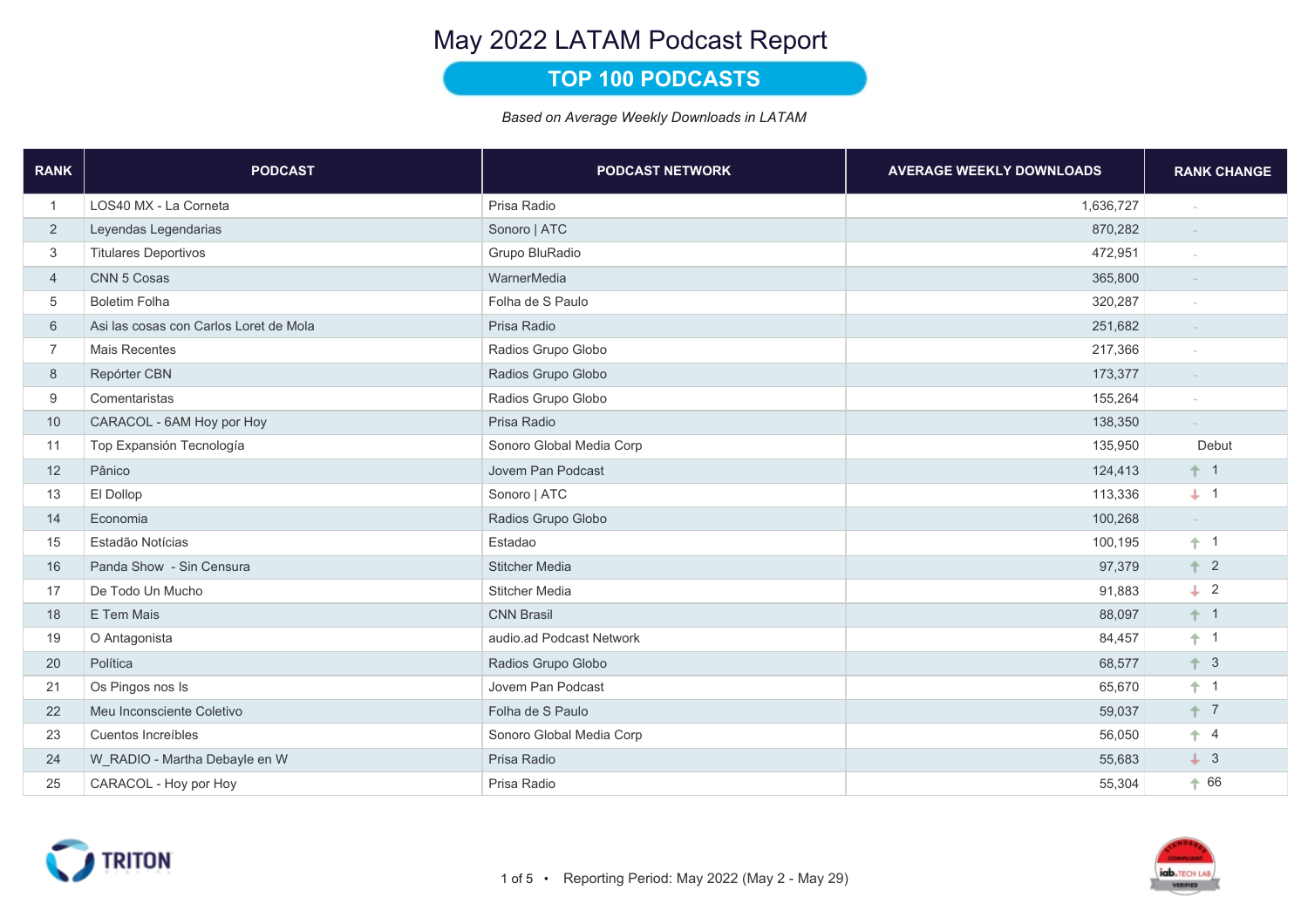# May 2022 LATAM Podcast Report

## TOP 100 PODCASTS

*Based on Average Weekly Downloads in LATAM*

| RANK | PODCAST | PODCAST NETWORK | AVERAGE WEEKLY DOWNLOADS | RANK CHANGE |
|---|---|---|---|---|
| 1 | LOS40 MX - La Corneta | Prisa Radio | 1,636,727 | - |
| 2 | Leyendas Legendarias | Sonoro \| ATC | 870,282 | - |
| 3 | Titulares Deportivos | Grupo BluRadio | 472,951 | - |
| 4 | CNN 5 Cosas | WarnerMedia | 365,800 | - |
| 5 | Boletim Folha | Folha de S Paulo | 320,287 | - |
| 6 | Asi las cosas con Carlos Loret de Mola | Prisa Radio | 251,682 | - |
| 7 | Mais Recentes | Radios Grupo Globo | 217,366 | - |
| 8 | Repórter CBN | Radios Grupo Globo | 173,377 | - |
| 9 | Comentaristas | Radios Grupo Globo | 155,264 | - |
| 10 | CARACOL - 6AM Hoy por Hoy | Prisa Radio | 138,350 | - |
| 11 | Top Expansión Tecnología | Sonoro Global Media Corp | 135,950 | Debut |
| 12 | Pânico | Jovem Pan Podcast | 124,413 | ↑ 1 |
| 13 | El Dollop | Sonoro \| ATC | 113,336 | ↓ 1 |
| 14 | Economia | Radios Grupo Globo | 100,268 | - |
| 15 | Estadão Notícias | Estadao | 100,195 | ↑ 1 |
| 16 | Panda Show - Sin Censura | Stitcher Media | 97,379 | ↑ 2 |
| 17 | De Todo Un Mucho | Stitcher Media | 91,883 | ↓ 2 |
| 18 | E Tem Mais | CNN Brasil | 88,097 | ↑ 1 |
| 19 | O Antagonista | audio.ad Podcast Network | 84,457 | ↑ 1 |
| 20 | Política | Radios Grupo Globo | 68,577 | ↑ 3 |
| 21 | Os Pingos nos Is | Jovem Pan Podcast | 65,670 | ↑ 1 |
| 22 | Meu Inconsciente Coletivo | Folha de S Paulo | 59,037 | ↑ 7 |
| 23 | Cuentos Increíbles | Sonoro Global Media Corp | 56,050 | ↑ 4 |
| 24 | W_RADIO - Martha Debayle en W | Prisa Radio | 55,683 | ↓ 3 |
| 25 | CARACOL - Hoy por Hoy | Prisa Radio | 55,304 | ↑ 66 |

Reporting Period: May 2022 (May 2 - May 29)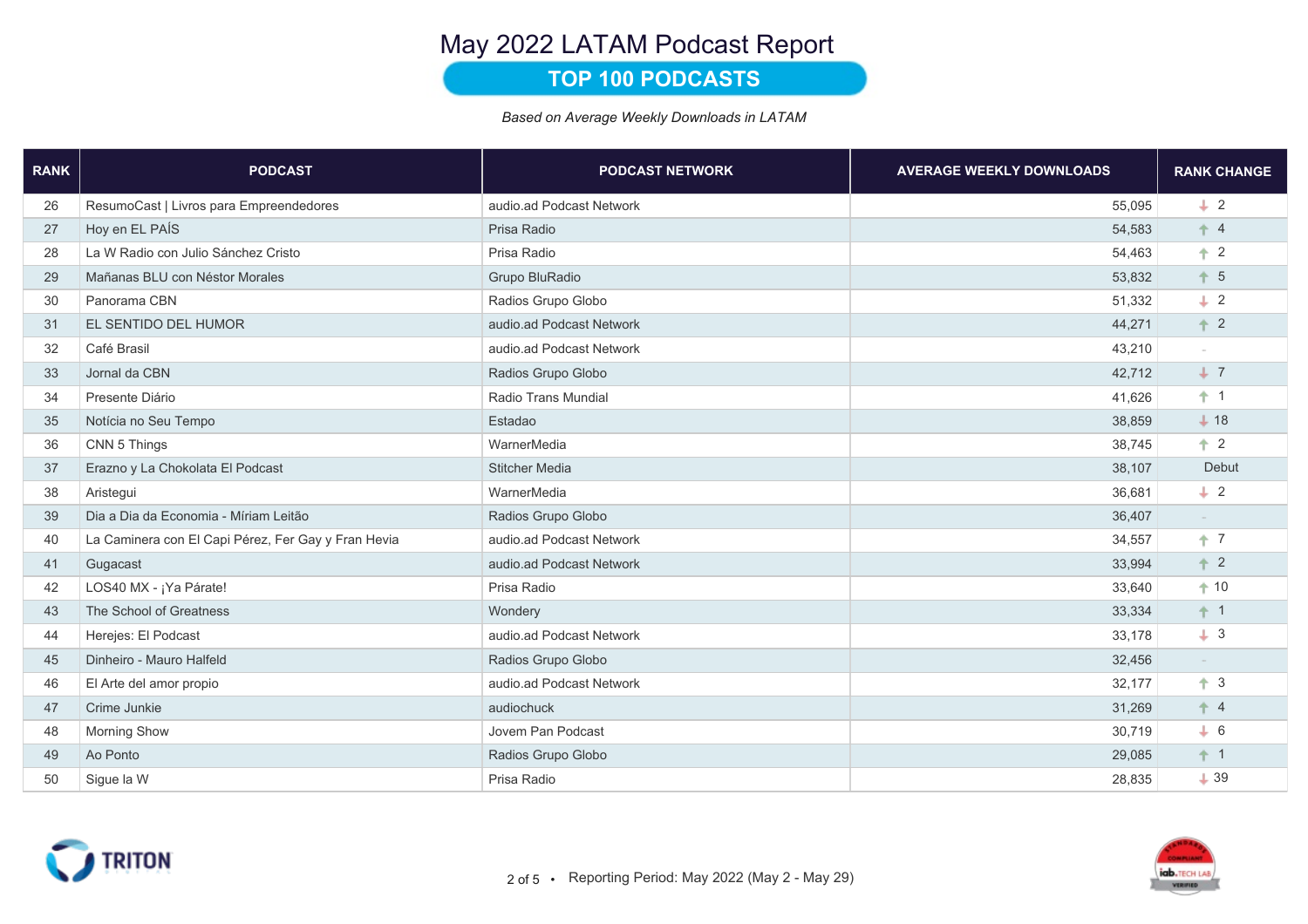# May 2022 LATAM Podcast Report

## TOP 100 PODCASTS

*Based on Average Weekly Downloads in LATAM*

| RANK | PODCAST | PODCAST NETWORK | AVERAGE WEEKLY DOWNLOADS | RANK CHANGE |
|---|---|---|---|---|
| 26 | ResumoCast \| Livros para Empreendedores | audio.ad Podcast Network | 55,095 | ↓ 2 |
| 27 | Hoy en EL PAÍS | Prisa Radio | 54,583 | ↑ 4 |
| 28 | La W Radio con Julio Sánchez Cristo | Prisa Radio | 54,463 | ↑ 2 |
| 29 | Mañanas BLU con Néstor Morales | Grupo BluRadio | 53,832 | ↑ 5 |
| 30 | Panorama CBN | Radios Grupo Globo | 51,332 | ↓ 2 |
| 31 | EL SENTIDO DEL HUMOR | audio.ad Podcast Network | 44,271 | ↑ 2 |
| 32 | Café Brasil | audio.ad Podcast Network | 43,210 | - |
| 33 | Jornal da CBN | Radios Grupo Globo | 42,712 | ↓ 7 |
| 34 | Presente Diário | Radio Trans Mundial | 41,626 | ↑ 1 |
| 35 | Notícia no Seu Tempo | Estadao | 38,859 | ↓ 18 |
| 36 | CNN 5 Things | WarnerMedia | 38,745 | ↑ 2 |
| 37 | Erazno y La Chokolata El Podcast | Stitcher Media | 38,107 | Debut |
| 38 | Aristegui | WarnerMedia | 36,681 | ↓ 2 |
| 39 | Dia a Dia da Economia - Míriam Leitão | Radios Grupo Globo | 36,407 | - |
| 40 | La Caminera con El Capi Pérez, Fer Gay y Fran Hevia | audio.ad Podcast Network | 34,557 | ↑ 7 |
| 41 | Gugacast | audio.ad Podcast Network | 33,994 | ↑ 2 |
| 42 | LOS40 MX - ¡Ya Párate! | Prisa Radio | 33,640 | ↑ 10 |
| 43 | The School of Greatness | Wondery | 33,334 | ↑ 1 |
| 44 | Herejes: El Podcast | audio.ad Podcast Network | 33,178 | ↓ 3 |
| 45 | Dinheiro - Mauro Halfeld | Radios Grupo Globo | 32,456 | - |
| 46 | El Arte del amor propio | audio.ad Podcast Network | 32,177 | ↑ 3 |
| 47 | Crime Junkie | audiochuck | 31,269 | ↑ 4 |
| 48 | Morning Show | Jovem Pan Podcast | 30,719 | ↓ 6 |
| 49 | Ao Ponto | Radios Grupo Globo | 29,085 | ↑ 1 |
| 50 | Sigue la W | Prisa Radio | 28,835 | ↓ 39 |

Reporting Period: May 2022 (May 2 - May 29)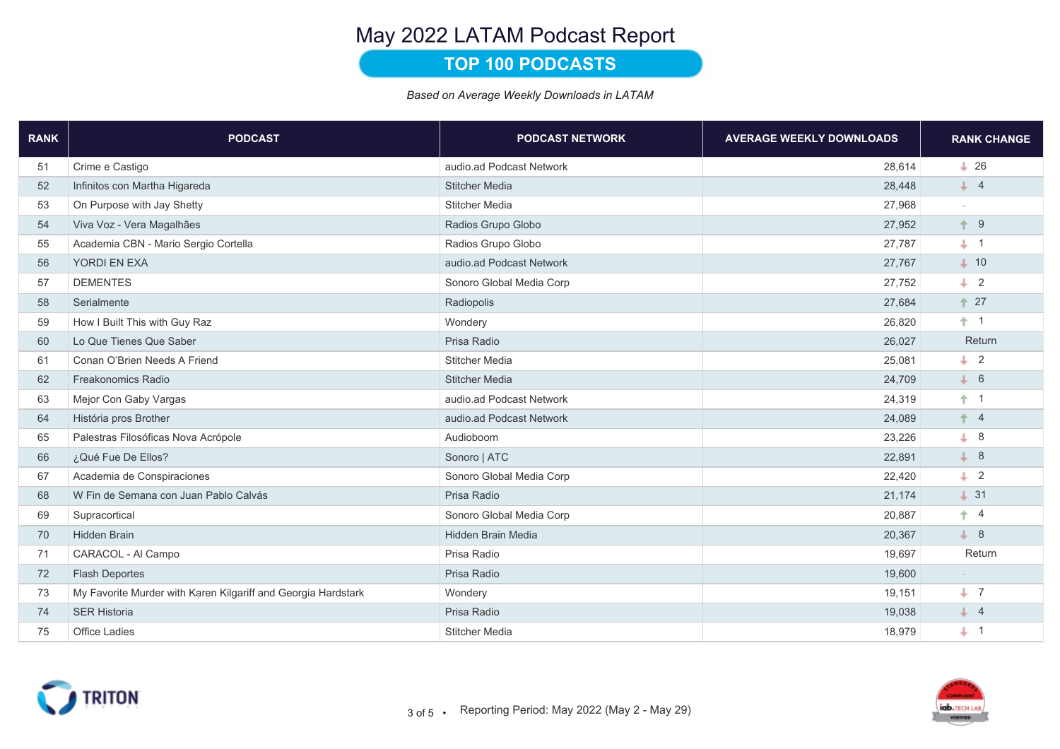# May 2022 LATAM Podcast Report

## TOP 100 PODCASTS

*Based on Average Weekly Downloads in LATAM*

| RANK | PODCAST | PODCAST NETWORK | AVERAGE WEEKLY DOWNLOADS | RANK CHANGE |
|---|---|---|---|---|
| 51 | Crime e Castigo | audio.ad Podcast Network | 28,614 | ↓ 26 |
| 52 | Infinitos con Martha Higareda | Stitcher Media | 28,448 | ↓ 4 |
| 53 | On Purpose with Jay Shetty | Stitcher Media | 27,968 | - |
| 54 | Viva Voz - Vera Magalhães | Radios Grupo Globo | 27,952 | ↑ 9 |
| 55 | Academia CBN - Mario Sergio Cortella | Radios Grupo Globo | 27,787 | ↓ 1 |
| 56 | YORDI EN EXA | audio.ad Podcast Network | 27,767 | ↓ 10 |
| 57 | DEMENTES | Sonoro Global Media Corp | 27,752 | ↓ 2 |
| 58 | Serialmente | Radiopolis | 27,684 | ↑ 27 |
| 59 | How I Built This with Guy Raz | Wondery | 26,820 | ↑ 1 |
| 60 | Lo Que Tienes Que Saber | Prisa Radio | 26,027 | Return |
| 61 | Conan O'Brien Needs A Friend | Stitcher Media | 25,081 | ↓ 2 |
| 62 | Freakonomics Radio | Stitcher Media | 24,709 | ↓ 6 |
| 63 | Mejor Con Gaby Vargas | audio.ad Podcast Network | 24,319 | ↑ 1 |
| 64 | História pros Brother | audio.ad Podcast Network | 24,089 | ↑ 4 |
| 65 | Palestras Filosóficas Nova Acrópole | Audioboom | 23,226 | ↓ 8 |
| 66 | ¿Qué Fue De Ellos? | Sonoro \| ATC | 22,891 | ↓ 8 |
| 67 | Academia de Conspiraciones | Sonoro Global Media Corp | 22,420 | ↓ 2 |
| 68 | W Fin de Semana con Juan Pablo Calvás | Prisa Radio | 21,174 | ↓ 31 |
| 69 | Supracortical | Sonoro Global Media Corp | 20,887 | ↑ 4 |
| 70 | Hidden Brain | Hidden Brain Media | 20,367 | ↓ 8 |
| 71 | CARACOL - Al Campo | Prisa Radio | 19,697 | Return |
| 72 | Flash Deportes | Prisa Radio | 19,600 | - |
| 73 | My Favorite Murder with Karen Kilgariff and Georgia Hardstark | Wondery | 19,151 | ↓ 7 |
| 74 | SER Historia | Prisa Radio | 19,038 | ↓ 4 |
| 75 | Office Ladies | Stitcher Media | 18,979 | ↓ 1 |

Reporting Period: May 2022 (May 2 - May 29)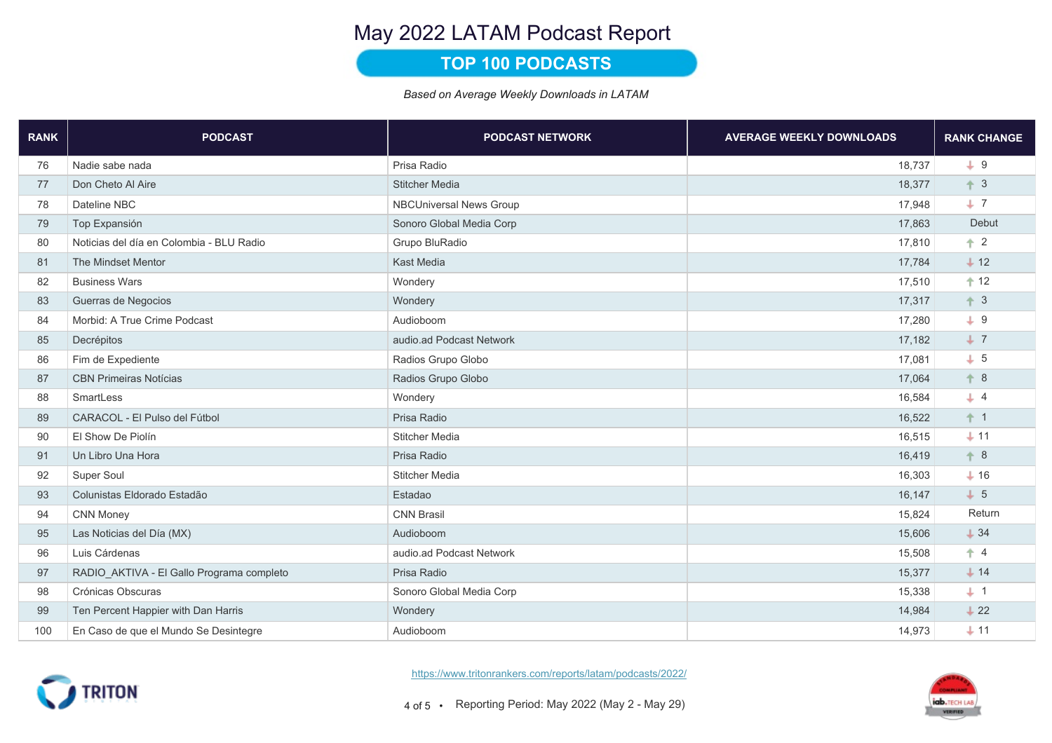# May 2022 LATAM Podcast Report

## TOP 100 PODCASTS

*Based on Average Weekly Downloads in LATAM*

| RANK | PODCAST | PODCAST NETWORK | AVERAGE WEEKLY DOWNLOADS | RANK CHANGE |
|---|---|---|---|---|
| 76 | Nadie sabe nada | Prisa Radio | 18,737 | ↓ 9 |
| 77 | Don Cheto Al Aire | Stitcher Media | 18,377 | ↑ 3 |
| 78 | Dateline NBC | NBCUniversal News Group | 17,948 | ↓ 7 |
| 79 | Top Expansión | Sonoro Global Media Corp | 17,863 | Debut |
| 80 | Noticias del día en Colombia - BLU Radio | Grupo BluRadio | 17,810 | ↑ 2 |
| 81 | The Mindset Mentor | Kast Media | 17,784 | ↓ 12 |
| 82 | Business Wars | Wondery | 17,510 | ↑ 12 |
| 83 | Guerras de Negocios | Wondery | 17,317 | ↑ 3 |
| 84 | Morbid: A True Crime Podcast | Audioboom | 17,280 | ↓ 9 |
| 85 | Decrépitos | audio.ad Podcast Network | 17,182 | ↓ 7 |
| 86 | Fim de Expediente | Radios Grupo Globo | 17,081 | ↓ 5 |
| 87 | CBN Primeiras Notícias | Radios Grupo Globo | 17,064 | ↑ 8 |
| 88 | SmartLess | Wondery | 16,584 | ↓ 4 |
| 89 | CARACOL - El Pulso del Fútbol | Prisa Radio | 16,522 | ↑ 1 |
| 90 | El Show De Piolín | Stitcher Media | 16,515 | ↓ 11 |
| 91 | Un Libro Una Hora | Prisa Radio | 16,419 | ↑ 8 |
| 92 | Super Soul | Stitcher Media | 16,303 | ↓ 16 |
| 93 | Colunistas Eldorado Estadão | Estadao | 16,147 | ↓ 5 |
| 94 | CNN Money | CNN Brasil | 15,824 | Return |
| 95 | Las Noticias del Día (MX) | Audioboom | 15,606 | ↓ 34 |
| 96 | Luis Cárdenas | audio.ad Podcast Network | 15,508 | ↑ 4 |
| 97 | RADIO_AKTIVA - El Gallo Programa completo | Prisa Radio | 15,377 | ↓ 14 |
| 98 | Crónicas Obscuras | Sonoro Global Media Corp | 15,338 | ↓ 1 |
| 99 | Ten Percent Happier with Dan Harris | Wondery | 14,984 | ↓ 22 |
| 100 | En Caso de que el Mundo Se Desintegre | Audioboom | 14,973 | ↓ 11 |

https://www.tritonrankers.com/reports/latam/podcasts/2022/

Reporting Period: May 2022 (May 2 - May 29)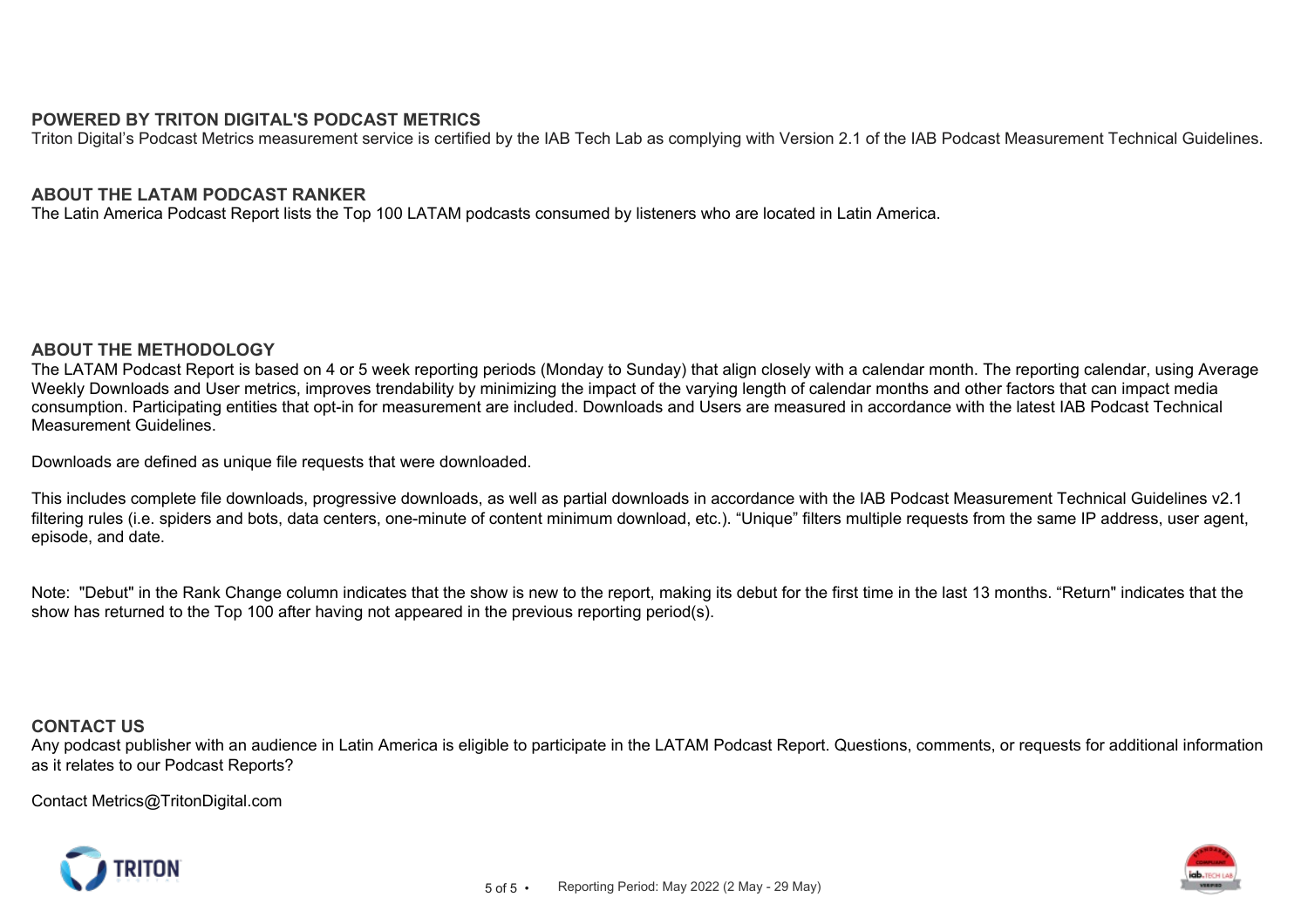## POWERED BY TRITON DIGITAL'S PODCAST METRICS

Triton Digital's Podcast Metrics measurement service is certified by the IAB Tech Lab as complying with Version 2.1 of the IAB Podcast Measurement Technical Guidelines.

## ABOUT THE LATAM PODCAST RANKER

The Latin America Podcast Report lists the Top 100 LATAM podcasts consumed by listeners who are located in Latin America.

## ABOUT THE METHODOLOGY

The LATAM Podcast Report is based on 4 or 5 week reporting periods (Monday to Sunday) that align closely with a calendar month. The reporting calendar, using Average Weekly Downloads and User metrics, improves trendability by minimizing the impact of the varying length of calendar months and other factors that can impact media consumption. Participating entities that opt-in for measurement are included. Downloads and Users are measured in accordance with the latest IAB Podcast Technical Measurement Guidelines.

Downloads are defined as unique file requests that were downloaded.

This includes complete file downloads, progressive downloads, as well as partial downloads in accordance with the IAB Podcast Measurement Technical Guidelines v2.1 filtering rules (i.e. spiders and bots, data centers, one-minute of content minimum download, etc.). "Unique" filters multiple requests from the same IP address, user agent, episode, and date.

Note: "Debut" in the Rank Change column indicates that the show is new to the report, making its debut for the first time in the last 13 months. "Return" indicates that the show has returned to the Top 100 after having not appeared in the previous reporting period(s).

## CONTACT US

Any podcast publisher with an audience in Latin America is eligible to participate in the LATAM Podcast Report. Questions, comments, or requests for additional information as it relates to our Podcast Reports?

Contact Metrics@TritonDigital.com